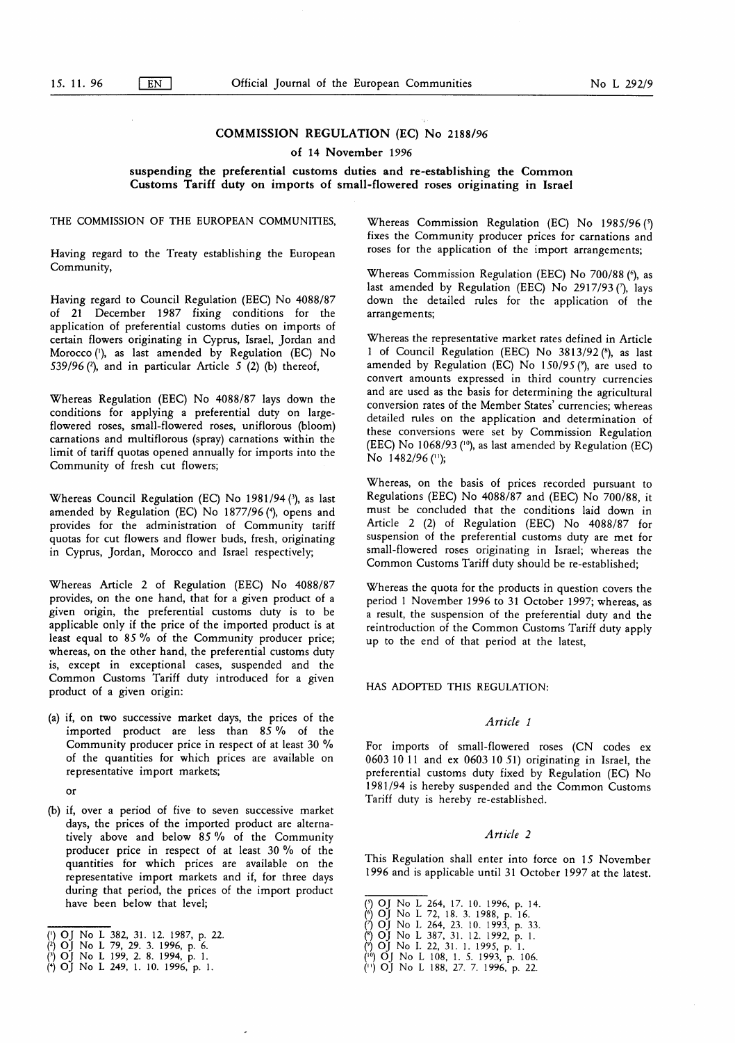# COMMISSION REGULATION (EC) No 2188/96

## of 14 November 1996

## suspending the preferential customs duties and re-establishing the Common Customs Tariff duty on imports of small-flowered roses originating in Israel

THE COMMISSION OF THE EUROPEAN COMMUNITIES,

Having regard to the Treaty establishing the European Community,

Having regard to Council Regulation (EEC) No 4088/87 of 21 December 1987 fixing conditions for the application of preferential customs duties on imports of certain flowers originating in Cyprus, Israel, Jordan and Morocco [1], as last amended by Regulation (EC) No 539/96 [2], and in particular Article 5 (2) (b) thereof,

Whereas Regulation (EEC) No 4088/87 lays down the conditions for applying a preferential duty on large-flowered roses, small-flowered roses, uniflorous (bloom) carnations and multiflorous (spray) carnations within the limit of tariff quotas opened annually for imports into the Community of fresh cut flowers;

Whereas Council Regulation (EC) No 1981/94 [3], as last amended by Regulation (EC) No 1877/96 [4], opens and provides for the administration of Community tariff quotas for cut flowers and flower buds, fresh, originating in Cyprus, Jordan, Morocco and Israel respectively;

Whereas Article 2 of Regulation (EEC) No 4088/87 provides, on the one hand, that for a given product of a given origin, the preferential customs duty is to be applicable only if the price of the imported product is at least equal to 85 % of the Community producer price; whereas, on the other hand, the preferential customs duty is, except in exceptional cases, suspended and the Common Customs Tariff duty introduced for a given product of a given origin:

(a) if, on two successive market days, the prices of the imported product are less than 85 % of the Community producer price in respect of at least 30 % of the quantities for which prices are available on representative import markets;

or

(b) if, over a period of five to seven successive market days, the prices of the imported product are alternatively above and below 85 % of the Community producer price in respect of at least 30 % of the quantities for which prices are available on the representative import markets and if, for three days during that period, the prices of the import product have been below that level;

Whereas Commission Regulation (EC) No 1985/96 [5] fixes the Community producer prices for carnations and roses for the application of the import arrangements;

Whereas Commission Regulation (EEC) No 700/88 [6], as last amended by Regulation (EEC) No 2917/93 [7], lays down the detailed rules for the application of the arrangements;

Whereas the representative market rates defined in Article 1 of Council Regulation (EEC) No 3813/92 [8], as last amended by Regulation (EC) No 150/95 [9], are used to convert amounts expressed in third country currencies and are used as the basis for determining the agricultural conversion rates of the Member States' currencies; whereas detailed rules on the application and determination of these conversions were set by Commission Regulation (EEC) No 1068/93 [10], as last amended by Regulation (EC) No 1482/96 [11];

Whereas, on the basis of prices recorded pursuant to Regulations (EEC) No 4088/87 and (EEC) No 700/88, it must be concluded that the conditions laid down in Article 2 (2) of Regulation (EEC) No 4088/87 for suspension of the preferential customs duty are met for small-flowered roses originating in Israel; whereas the Common Customs Tariff duty should be re-established;

Whereas the quota for the products in question covers the period 1 November 1996 to 31 October 1997; whereas, as a result, the suspension of the preferential duty and the reintroduction of the Common Customs Tariff duty apply up to the end of that period at the latest,

HAS ADOPTED THIS REGULATION:

### *Article 1*

For imports of small-flowered roses (CN codes ex 0603 10 11 and ex 0603 10 51) originating in Israel, the preferential customs duty fixed by Regulation (EC) No 1981/94 is hereby suspended and the Common Customs Tariff duty is hereby re-established.

### *Article 2*

This Regulation shall enter into force on 15 November 1996 and is applicable until 31 October 1997 at the latest.

---

[1] OJ No L 382, 31. 12. 1987, p. 22.
[2] OJ No L 79, 29. 3. 1996, p. 6.
[3] OJ No L 199, 2. 8. 1994, p. 1.
[4] OJ No L 249, 1. 10. 1996, p. 1.
[5] OJ No L 264, 17. 10. 1996, p. 14.
[6] OJ No L 72, 18. 3. 1988, p. 16.
[7] OJ No L 264, 23. 10. 1993, p. 33.
[8] OJ No L 387, 31. 12. 1992, p. 1.
[9] OJ No L 22, 31. 1. 1995, p. 1.
[10] OJ No L 108, 1. 5. 1993, p. 106.
[11] OJ No L 188, 27. 7. 1996, p. 22.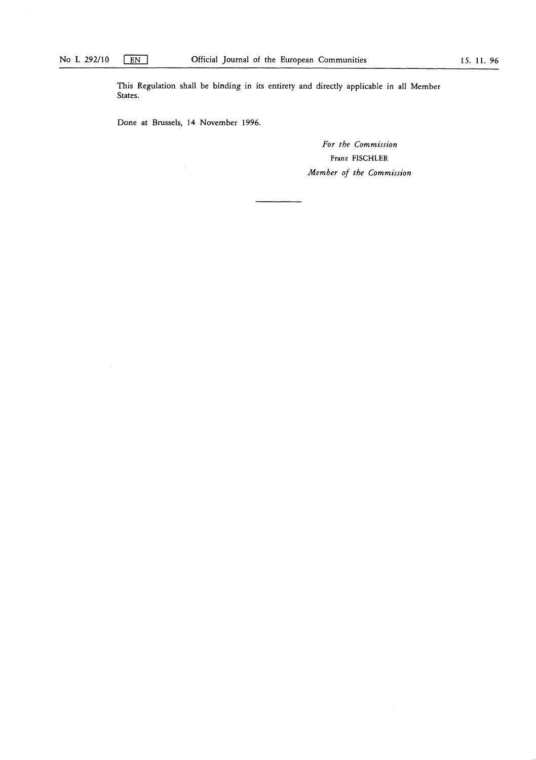This Regulation shall be binding in its entirety and directly applicable in all Member States.

Done at Brussels, 14 November 1996.

*For the Commission*

Franz FISCHLER

*Member of the Commission*